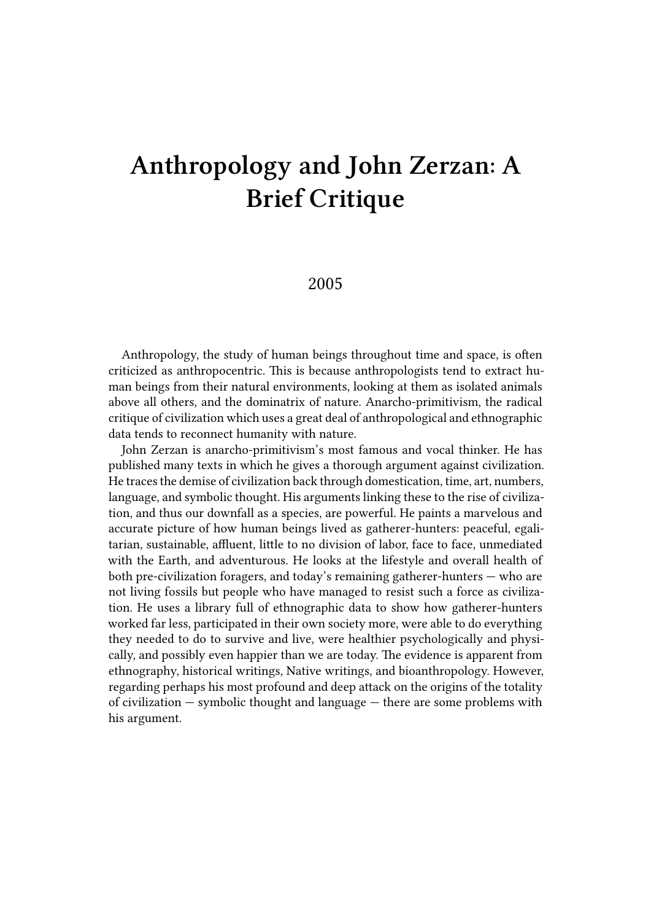# Anthropology and John Zerzan: A Brief Critique

2005

Anthropology, the study of human beings throughout time and space, is often criticized as anthropocentric. This is because anthropologists tend to extract human beings from their natural environments, looking at them as isolated animals above all others, and the dominatrix of nature. Anarcho-primitivism, the radical critique of civilization which uses a great deal of anthropological and ethnographic data tends to reconnect humanity with nature.

John Zerzan is anarcho-primitivism's most famous and vocal thinker. He has published many texts in which he gives a thorough argument against civilization. He traces the demise of civilization back through domestication, time, art, numbers, language, and symbolic thought. His arguments linking these to the rise of civilization, and thus our downfall as a species, are powerful. He paints a marvelous and accurate picture of how human beings lived as gatherer-hunters: peaceful, egalitarian, sustainable, affluent, little to no division of labor, face to face, unmediated with the Earth, and adventurous. He looks at the lifestyle and overall health of both pre-civilization foragers, and today's remaining gatherer-hunters — who are not living fossils but people who have managed to resist such a force as civilization. He uses a library full of ethnographic data to show how gatherer-hunters worked far less, participated in their own society more, were able to do everything they needed to do to survive and live, were healthier psychologically and physically, and possibly even happier than we are today. The evidence is apparent from ethnography, historical writings, Native writings, and bioanthropology. However, regarding perhaps his most profound and deep attack on the origins of the totality of civilization — symbolic thought and language — there are some problems with his argument.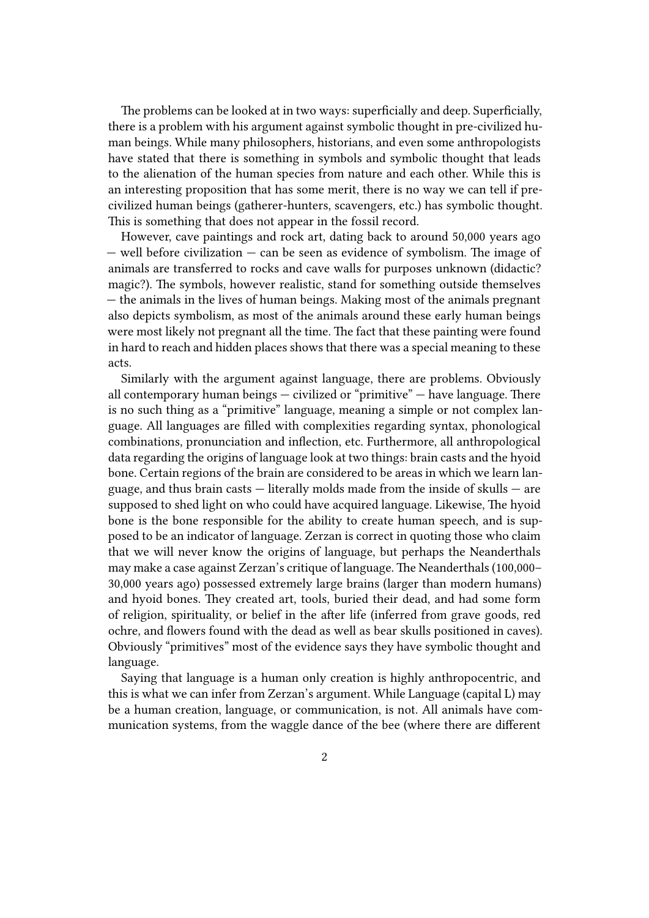The problems can be looked at in two ways: superficially and deep. Superficially, there is a problem with his argument against symbolic thought in pre-civilized human beings. While many philosophers, historians, and even some anthropologists have stated that there is something in symbols and symbolic thought that leads to the alienation of the human species from nature and each other. While this is an interesting proposition that has some merit, there is no way we can tell if pre-civilized human beings (gatherer-hunters, scavengers, etc.) has symbolic thought. This is something that does not appear in the fossil record.

However, cave paintings and rock art, dating back to around 50,000 years ago — well before civilization — can be seen as evidence of symbolism. The image of animals are transferred to rocks and cave walls for purposes unknown (didactic? magic?). The symbols, however realistic, stand for something outside themselves — the animals in the lives of human beings. Making most of the animals pregnant also depicts symbolism, as most of the animals around these early human beings were most likely not pregnant all the time. The fact that these painting were found in hard to reach and hidden places shows that there was a special meaning to these acts.

Similarly with the argument against language, there are problems. Obviously all contemporary human beings — civilized or "primitive" — have language. There is no such thing as a "primitive" language, meaning a simple or not complex language. All languages are filled with complexities regarding syntax, phonological combinations, pronunciation and inflection, etc. Furthermore, all anthropological data regarding the origins of language look at two things: brain casts and the hyoid bone. Certain regions of the brain are considered to be areas in which we learn language, and thus brain casts — literally molds made from the inside of skulls — are supposed to shed light on who could have acquired language. Likewise, The hyoid bone is the bone responsible for the ability to create human speech, and is supposed to be an indicator of language. Zerzan is correct in quoting those who claim that we will never know the origins of language, but perhaps the Neanderthals may make a case against Zerzan's critique of language. The Neanderthals (100,000–30,000 years ago) possessed extremely large brains (larger than modern humans) and hyoid bones. They created art, tools, buried their dead, and had some form of religion, spirituality, or belief in the after life (inferred from grave goods, red ochre, and flowers found with the dead as well as bear skulls positioned in caves). Obviously "primitives" most of the evidence says they have symbolic thought and language.

Saying that language is a human only creation is highly anthropocentric, and this is what we can infer from Zerzan's argument. While Language (capital L) may be a human creation, language, or communication, is not. All animals have communication systems, from the waggle dance of the bee (where there are different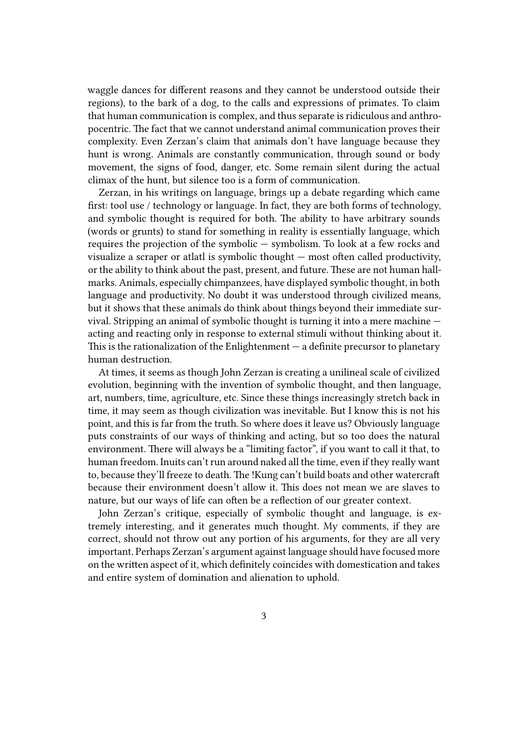waggle dances for different reasons and they cannot be understood outside their regions), to the bark of a dog, to the calls and expressions of primates. To claim that human communication is complex, and thus separate is ridiculous and anthropocentric. The fact that we cannot understand animal communication proves their complexity. Even Zerzan's claim that animals don't have language because they hunt is wrong. Animals are constantly communication, through sound or body movement, the signs of food, danger, etc. Some remain silent during the actual climax of the hunt, but silence too is a form of communication.

Zerzan, in his writings on language, brings up a debate regarding which came first: tool use / technology or language. In fact, they are both forms of technology, and symbolic thought is required for both. The ability to have arbitrary sounds (words or grunts) to stand for something in reality is essentially language, which requires the projection of the symbolic — symbolism. To look at a few rocks and visualize a scraper or atlatl is symbolic thought — most often called productivity, or the ability to think about the past, present, and future. These are not human hallmarks. Animals, especially chimpanzees, have displayed symbolic thought, in both language and productivity. No doubt it was understood through civilized means, but it shows that these animals do think about things beyond their immediate survival. Stripping an animal of symbolic thought is turning it into a mere machine — acting and reacting only in response to external stimuli without thinking about it. This is the rationalization of the Enlightenment — a definite precursor to planetary human destruction.

At times, it seems as though John Zerzan is creating a unilineal scale of civilized evolution, beginning with the invention of symbolic thought, and then language, art, numbers, time, agriculture, etc. Since these things increasingly stretch back in time, it may seem as though civilization was inevitable. But I know this is not his point, and this is far from the truth. So where does it leave us? Obviously language puts constraints of our ways of thinking and acting, but so too does the natural environment. There will always be a "limiting factor", if you want to call it that, to human freedom. Inuits can't run around naked all the time, even if they really want to, because they'll freeze to death. The !Kung can't build boats and other watercraft because their environment doesn't allow it. This does not mean we are slaves to nature, but our ways of life can often be a reflection of our greater context.

John Zerzan's critique, especially of symbolic thought and language, is extremely interesting, and it generates much thought. My comments, if they are correct, should not throw out any portion of his arguments, for they are all very important. Perhaps Zerzan's argument against language should have focused more on the written aspect of it, which definitely coincides with domestication and takes and entire system of domination and alienation to uphold.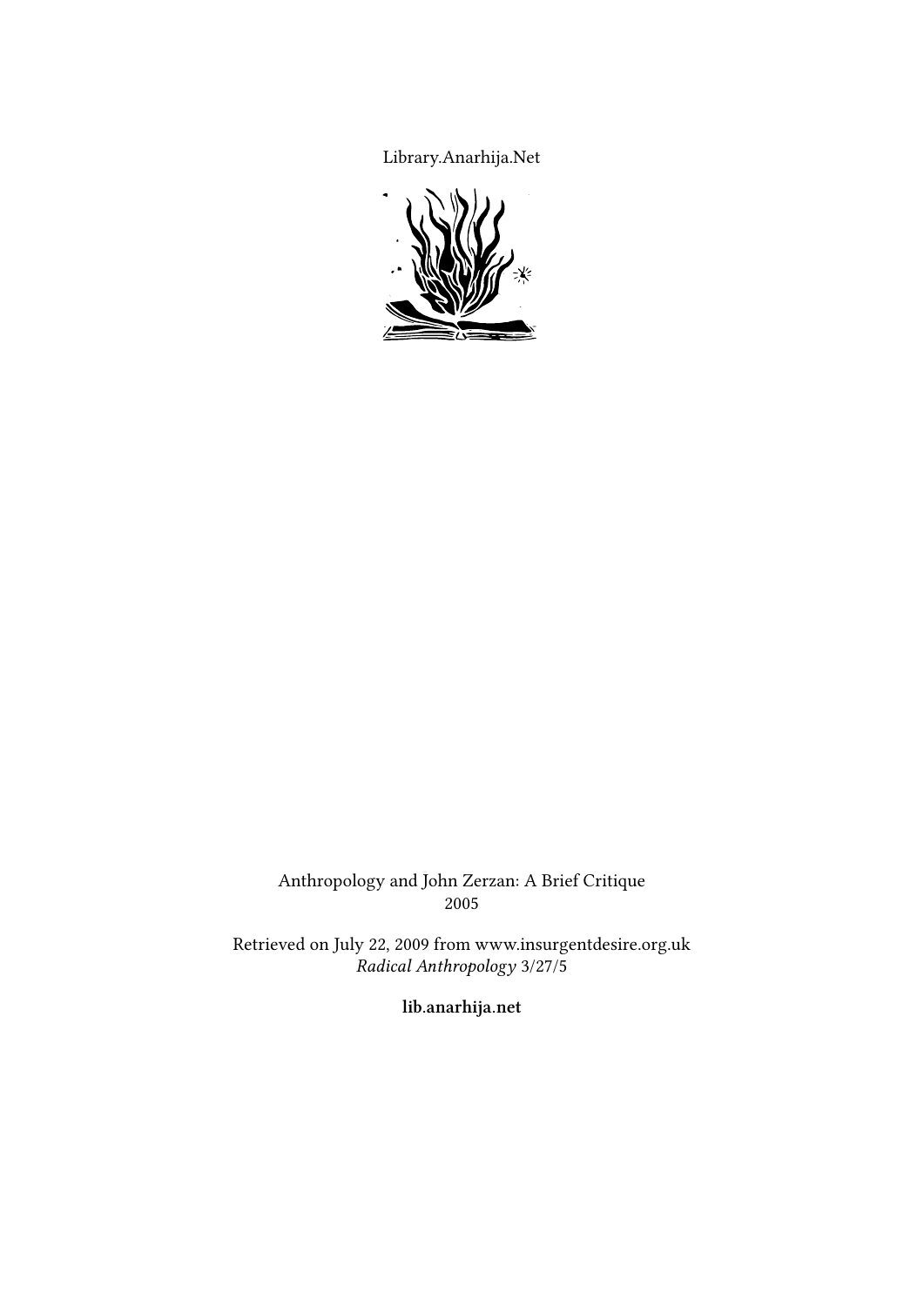Library.Anarhija.Net

Anthropology and John Zerzan: A Brief Critique
2005

Retrieved on July 22, 2009 from www.insurgentdesire.org.uk
*Radical Anthropology* 3/27/5

**lib.anarhija.net**